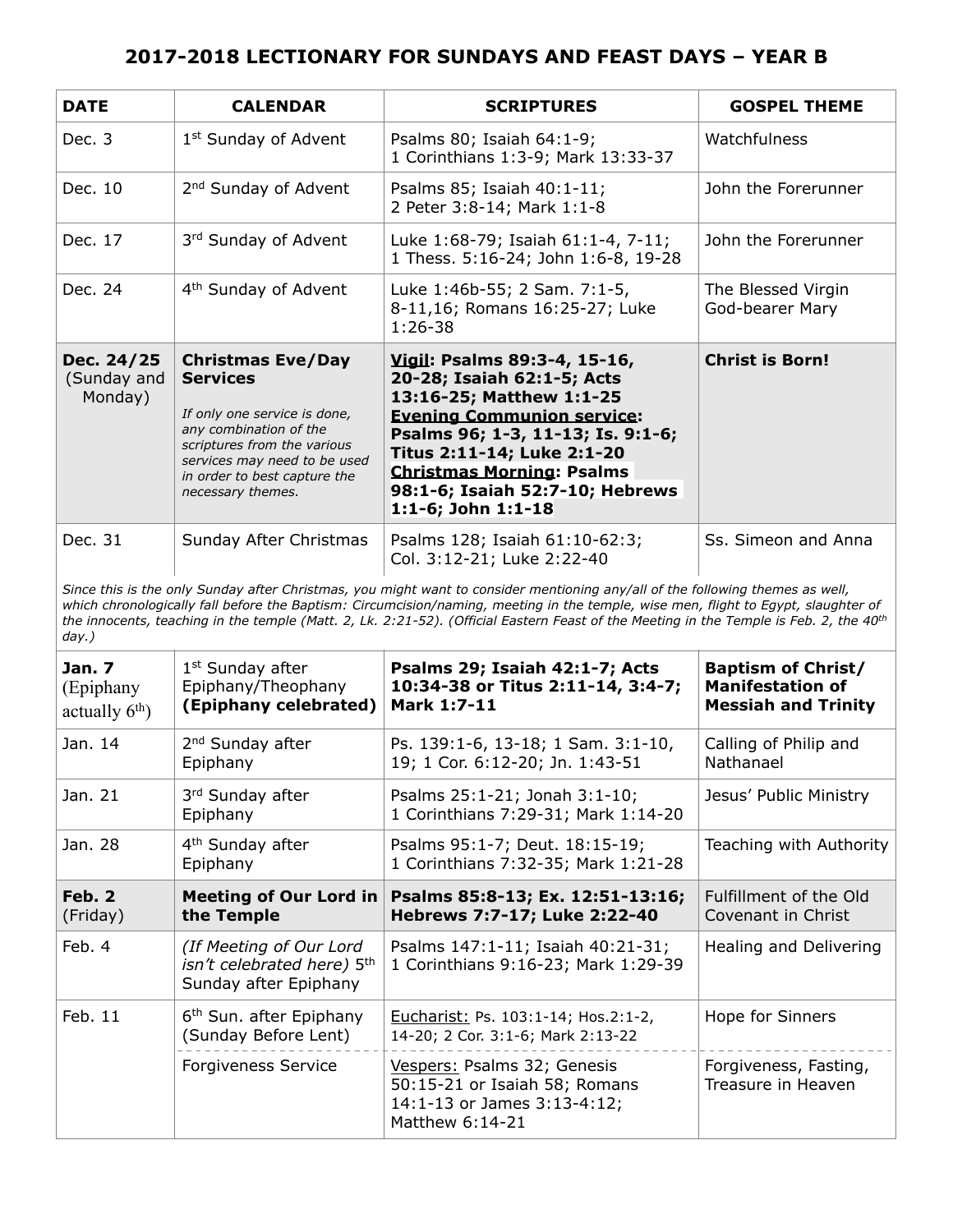# 2017-2018 LECTIONARY FOR SUNDAYS AND FEAST DAYS – YEAR B

| DATE | CALENDAR | SCRIPTURES | GOSPEL THEME |
|---|---|---|---|
| Dec. 3 | 1st Sunday of Advent | Psalms 80; Isaiah 64:1-9; 1 Corinthians 1:3-9; Mark 13:33-37 | Watchfulness |
| Dec. 10 | 2nd Sunday of Advent | Psalms 85; Isaiah 40:1-11; 2 Peter 3:8-14; Mark 1:1-8 | John the Forerunner |
| Dec. 17 | 3rd Sunday of Advent | Luke 1:68-79; Isaiah 61:1-4, 7-11; 1 Thess. 5:16-24; John 1:6-8, 19-28 | John the Forerunner |
| Dec. 24 | 4th Sunday of Advent | Luke 1:46b-55; 2 Sam. 7:1-5, 8-11,16; Romans 16:25-27; Luke 1:26-38 | The Blessed Virgin God-bearer Mary |
| **Dec. 24/25** (Sunday and Monday) | **Christmas Eve/Day Services** *If only one service is done, any combination of the scriptures from the various services may need to be used in order to best capture the necessary themes.* | **Vigil: Psalms 89:3-4, 15-16, 20-28; Isaiah 62:1-5; Acts 13:16-25; Matthew 1:1-25** **Evening Communion service: Psalms 96; 1-3, 11-13; Is. 9:1-6; Titus 2:11-14; Luke 2:1-20** **Christmas Morning: Psalms 98:1-6; Isaiah 52:7-10; Hebrews 1:1-6; John 1:1-18** | **Christ is Born!** |
| Dec. 31 | Sunday After Christmas | Psalms 128; Isaiah 61:10-62:3; Col. 3:12-21; Luke 2:22-40 | Ss. Simeon and Anna |

*Since this is the only Sunday after Christmas, you might want to consider mentioning any/all of the following themes as well, which chronologically fall before the Baptism: Circumcision/naming, meeting in the temple, wise men, flight to Egypt, slaughter of the innocents, teaching in the temple (Matt. 2, Lk. 2:21-52). (Official Eastern Feast of the Meeting in the Temple is Feb. 2, the 40th day.)*

| DATE | CALENDAR | SCRIPTURES | GOSPEL THEME |
|---|---|---|---|
| **Jan. 7** (Epiphany actually 6th) | 1st Sunday after Epiphany/Theophany **(Epiphany celebrated)** | **Psalms 29; Isaiah 42:1-7; Acts 10:34-38 or Titus 2:11-14, 3:4-7; Mark 1:7-11** | **Baptism of Christ/ Manifestation of Messiah and Trinity** |
| Jan. 14 | 2nd Sunday after Epiphany | Ps. 139:1-6, 13-18; 1 Sam. 3:1-10, 19; 1 Cor. 6:12-20; Jn. 1:43-51 | Calling of Philip and Nathanael |
| Jan. 21 | 3rd Sunday after Epiphany | Psalms 25:1-21; Jonah 3:1-10; 1 Corinthians 7:29-31; Mark 1:14-20 | Jesus' Public Ministry |
| Jan. 28 | 4th Sunday after Epiphany | Psalms 95:1-7; Deut. 18:15-19; 1 Corinthians 7:32-35; Mark 1:21-28 | Teaching with Authority |
| **Feb. 2** (Friday) | **Meeting of Our Lord in the Temple** | **Psalms 85:8-13; Ex. 12:51-13:16; Hebrews 7:7-17; Luke 2:22-40** | Fulfillment of the Old Covenant in Christ |
| Feb. 4 | *(If Meeting of Our Lord isn't celebrated here)* 5th Sunday after Epiphany | Psalms 147:1-11; Isaiah 40:21-31; 1 Corinthians 9:16-23; Mark 1:29-39 | Healing and Delivering |
| Feb. 11 | 6th Sun. after Epiphany (Sunday Before Lent) | Eucharist: Ps. 103:1-14; Hos.2:1-2, 14-20; 2 Cor. 3:1-6; Mark 2:13-22 | Hope for Sinners |
| | Forgiveness Service | Vespers: Psalms 32; Genesis 50:15-21 or Isaiah 58; Romans 14:1-13 or James 3:13-4:12; Matthew 6:14-21 | Forgiveness, Fasting, Treasure in Heaven |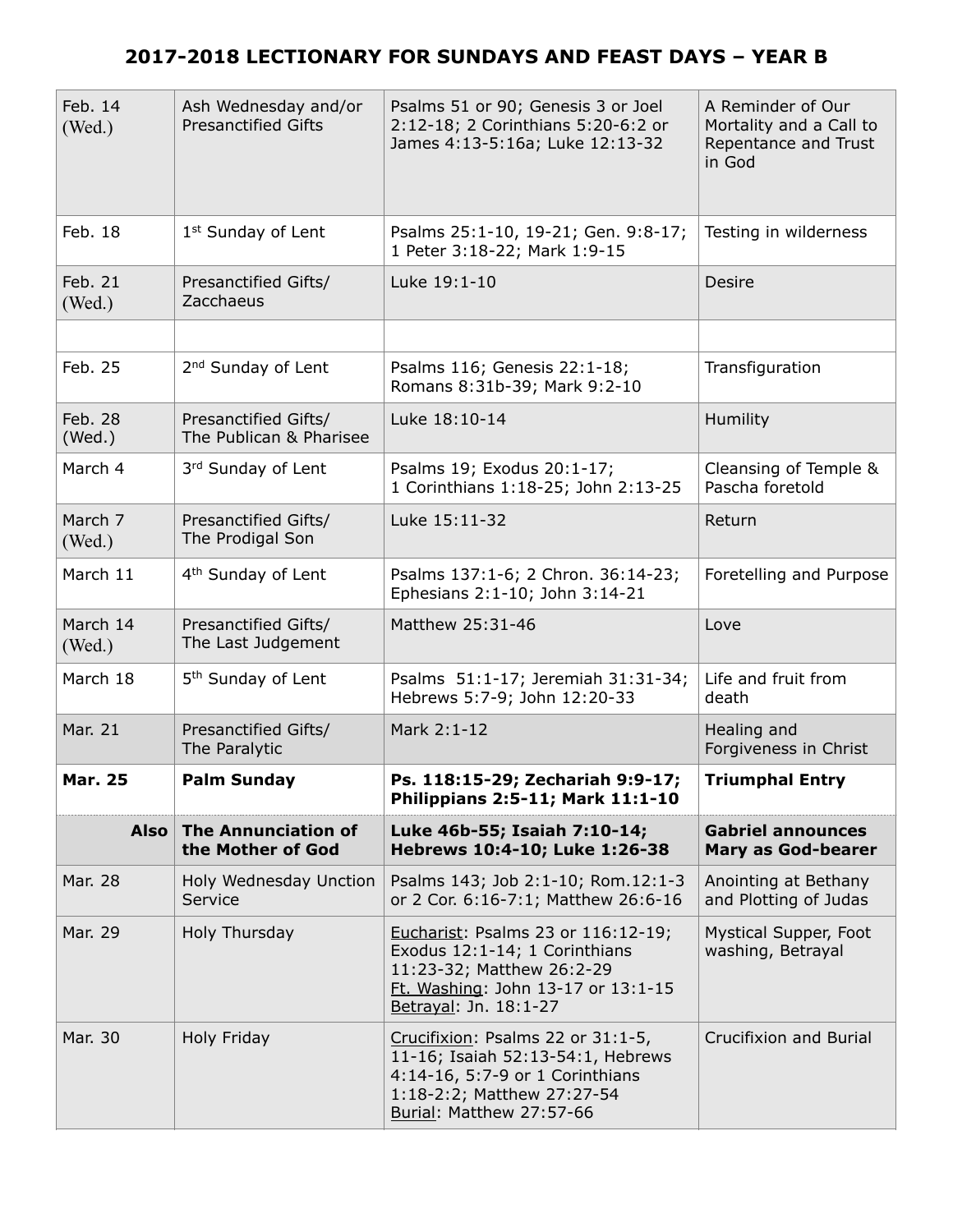## 2017-2018 LECTIONARY FOR SUNDAYS AND FEAST DAYS – YEAR B

| | | | |
|---|---|---|---|
| Feb. 14 (Wed.) | Ash Wednesday and/or Presanctified Gifts | Psalms 51 or 90; Genesis 3 or Joel 2:12-18; 2 Corinthians 5:20-6:2 or James 4:13-5:16a; Luke 12:13-32 | A Reminder of Our Mortality and a Call to Repentance and Trust in God |
| Feb. 18 | 1st Sunday of Lent | Psalms 25:1-10, 19-21; Gen. 9:8-17; 1 Peter 3:18-22; Mark 1:9-15 | Testing in wilderness |
| Feb. 21 (Wed.) | Presanctified Gifts/ Zacchaeus | Luke 19:1-10 | Desire |
| | | | |
| Feb. 25 | 2nd Sunday of Lent | Psalms 116; Genesis 22:1-18; Romans 8:31b-39; Mark 9:2-10 | Transfiguration |
| Feb. 28 (Wed.) | Presanctified Gifts/ The Publican & Pharisee | Luke 18:10-14 | Humility |
| March 4 | 3rd Sunday of Lent | Psalms 19; Exodus 20:1-17; 1 Corinthians 1:18-25; John 2:13-25 | Cleansing of Temple & Pascha foretold |
| March 7 (Wed.) | Presanctified Gifts/ The Prodigal Son | Luke 15:11-32 | Return |
| March 11 | 4th Sunday of Lent | Psalms 137:1-6; 2 Chron. 36:14-23; Ephesians 2:1-10; John 3:14-21 | Foretelling and Purpose |
| March 14 (Wed.) | Presanctified Gifts/ The Last Judgement | Matthew 25:31-46 | Love |
| March 18 | 5th Sunday of Lent | Psalms 51:1-17; Jeremiah 31:31-34; Hebrews 5:7-9; John 12:20-33 | Life and fruit from death |
| Mar. 21 | Presanctified Gifts/ The Paralytic | Mark 2:1-12 | Healing and Forgiveness in Christ |
| **Mar. 25** | **Palm Sunday** | **Ps. 118:15-29; Zechariah 9:9-17; Philippians 2:5-11; Mark 11:1-10** | **Triumphal Entry** |
| **Also** | **The Annunciation of the Mother of God** | **Luke 46b-55; Isaiah 7:10-14; Hebrews 10:4-10; Luke 1:26-38** | **Gabriel announces Mary as God-bearer** |
| Mar. 28 | Holy Wednesday Unction Service | Psalms 143; Job 2:1-10; Rom.12:1-3 or 2 Cor. 6:16-7:1; Matthew 26:6-16 | Anointing at Bethany and Plotting of Judas |
| Mar. 29 | Holy Thursday | Eucharist: Psalms 23 or 116:12-19; Exodus 12:1-14; 1 Corinthians 11:23-32; Matthew 26:2-29<br>Ft. Washing: John 13-17 or 13:1-15<br>Betrayal: Jn. 18:1-27 | Mystical Supper, Foot washing, Betrayal |
| Mar. 30 | Holy Friday | Crucifixion: Psalms 22 or 31:1-5, 11-16; Isaiah 52:13-54:1, Hebrews 4:14-16, 5:7-9 or 1 Corinthians 1:18-2:2; Matthew 27:27-54<br>Burial: Matthew 27:57-66 | Crucifixion and Burial |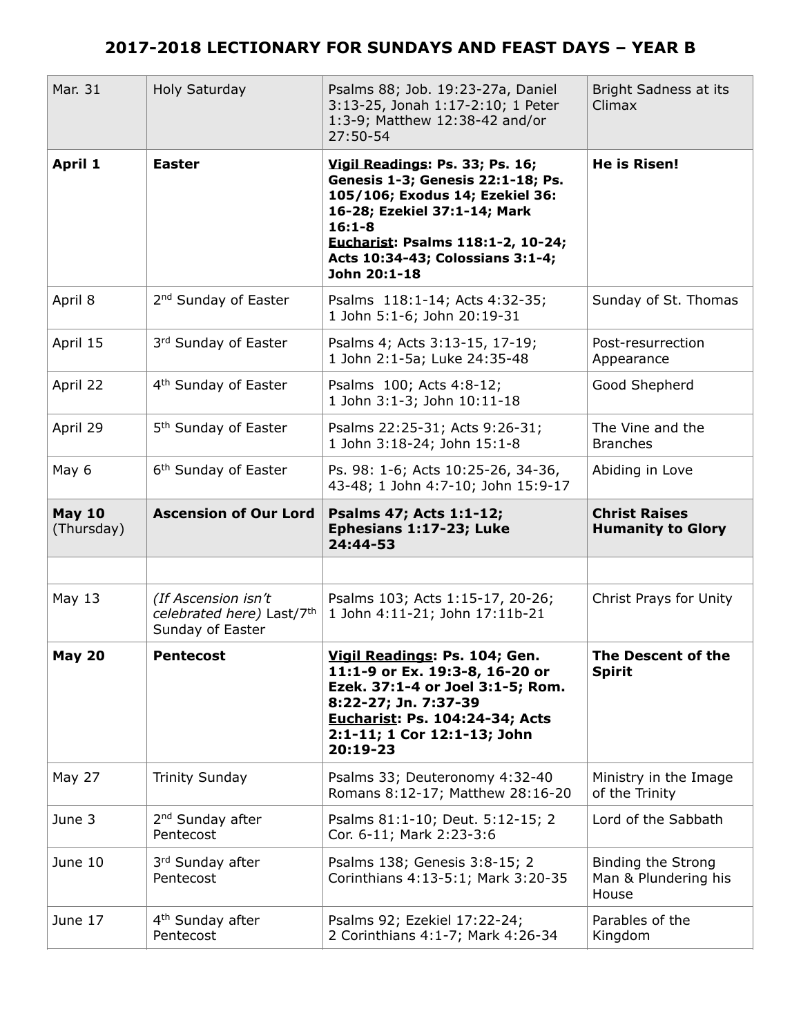## 2017-2018 LECTIONARY FOR SUNDAYS AND FEAST DAYS – YEAR B

| | | | |
|---|---|---|---|
| Mar. 31 | Holy Saturday | Psalms 88; Job. 19:23-27a, Daniel 3:13-25, Jonah 1:17-2:10; 1 Peter 1:3-9; Matthew 12:38-42 and/or 27:50-54 | Bright Sadness at its Climax |
| **April 1** | **Easter** | **Vigil Readings: Ps. 33; Ps. 16; Genesis 1-3; Genesis 22:1-18; Ps. 105/106; Exodus 14; Ezekiel 36: 16-28; Ezekiel 37:1-14; Mark 16:1-8** **Eucharist: Psalms 118:1-2, 10-24; Acts 10:34-43; Colossians 3:1-4; John 20:1-18** | **He is Risen!** |
| April 8 | 2nd Sunday of Easter | Psalms 118:1-14; Acts 4:32-35; 1 John 5:1-6; John 20:19-31 | Sunday of St. Thomas |
| April 15 | 3rd Sunday of Easter | Psalms 4; Acts 3:13-15, 17-19; 1 John 2:1-5a; Luke 24:35-48 | Post-resurrection Appearance |
| April 22 | 4th Sunday of Easter | Psalms 100; Acts 4:8-12; 1 John 3:1-3; John 10:11-18 | Good Shepherd |
| April 29 | 5th Sunday of Easter | Psalms 22:25-31; Acts 9:26-31; 1 John 3:18-24; John 15:1-8 | The Vine and the Branches |
| May 6 | 6th Sunday of Easter | Ps. 98: 1-6; Acts 10:25-26, 34-36, 43-48; 1 John 4:7-10; John 15:9-17 | Abiding in Love |
| **May 10** (Thursday) | **Ascension of Our Lord** | **Psalms 47; Acts 1:1-12; Ephesians 1:17-23; Luke 24:44-53** | **Christ Raises Humanity to Glory** |
| | | | |
| May 13 | *(If Ascension isn't celebrated here)* Last/7th Sunday of Easter | Psalms 103; Acts 1:15-17, 20-26; 1 John 4:11-21; John 17:11b-21 | Christ Prays for Unity |
| **May 20** | **Pentecost** | **Vigil Readings: Ps. 104; Gen. 11:1-9 or Ex. 19:3-8, 16-20 or Ezek. 37:1-4 or Joel 3:1-5; Rom. 8:22-27; Jn. 7:37-39** **Eucharist: Ps. 104:24-34; Acts 2:1-11; 1 Cor 12:1-13; John 20:19-23** | **The Descent of the Spirit** |
| May 27 | Trinity Sunday | Psalms 33; Deuteronomy 4:32-40 Romans 8:12-17; Matthew 28:16-20 | Ministry in the Image of the Trinity |
| June 3 | 2nd Sunday after Pentecost | Psalms 81:1-10; Deut. 5:12-15; 2 Cor. 6-11; Mark 2:23-3:6 | Lord of the Sabbath |
| June 10 | 3rd Sunday after Pentecost | Psalms 138; Genesis 3:8-15; 2 Corinthians 4:13-5:1; Mark 3:20-35 | Binding the Strong Man & Plundering his House |
| June 17 | 4th Sunday after Pentecost | Psalms 92; Ezekiel 17:22-24; 2 Corinthians 4:1-7; Mark 4:26-34 | Parables of the Kingdom |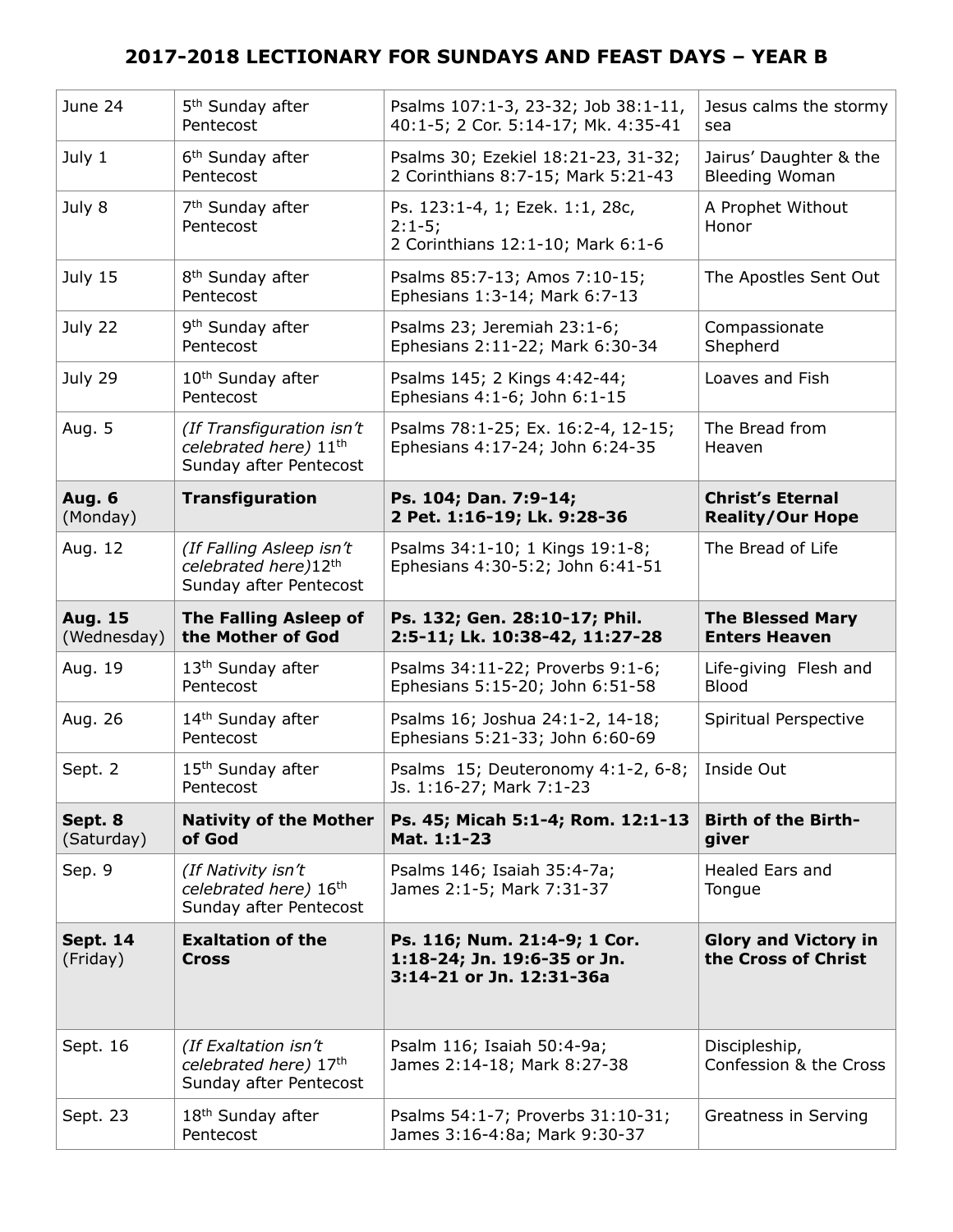## 2017-2018 LECTIONARY FOR SUNDAYS AND FEAST DAYS – YEAR B

| | | | |
|---|---|---|---|
| June 24 | 5th Sunday after Pentecost | Psalms 107:1-3, 23-32; Job 38:1-11, 40:1-5; 2 Cor. 5:14-17; Mk. 4:35-41 | Jesus calms the stormy sea |
| July 1 | 6th Sunday after Pentecost | Psalms 30; Ezekiel 18:21-23, 31-32; 2 Corinthians 8:7-15; Mark 5:21-43 | Jairus' Daughter & the Bleeding Woman |
| July 8 | 7th Sunday after Pentecost | Ps. 123:1-4, 1; Ezek. 1:1, 28c, 2:1-5; 2 Corinthians 12:1-10; Mark 6:1-6 | A Prophet Without Honor |
| July 15 | 8th Sunday after Pentecost | Psalms 85:7-13; Amos 7:10-15; Ephesians 1:3-14; Mark 6:7-13 | The Apostles Sent Out |
| July 22 | 9th Sunday after Pentecost | Psalms 23; Jeremiah 23:1-6; Ephesians 2:11-22; Mark 6:30-34 | Compassionate Shepherd |
| July 29 | 10th Sunday after Pentecost | Psalms 145; 2 Kings 4:42-44; Ephesians 4:1-6; John 6:1-15 | Loaves and Fish |
| Aug. 5 | *(If Transfiguration isn't celebrated here)* 11th Sunday after Pentecost | Psalms 78:1-25; Ex. 16:2-4, 12-15; Ephesians 4:17-24; John 6:24-35 | The Bread from Heaven |
| **Aug. 6** (Monday) | **Transfiguration** | **Ps. 104; Dan. 7:9-14; 2 Pet. 1:16-19; Lk. 9:28-36** | **Christ's Eternal Reality/Our Hope** |
| Aug. 12 | *(If Falling Asleep isn't celebrated here)*12th Sunday after Pentecost | Psalms 34:1-10; 1 Kings 19:1-8; Ephesians 4:30-5:2; John 6:41-51 | The Bread of Life |
| **Aug. 15** (Wednesday) | **The Falling Asleep of the Mother of God** | **Ps. 132; Gen. 28:10-17; Phil. 2:5-11; Lk. 10:38-42, 11:27-28** | **The Blessed Mary Enters Heaven** |
| Aug. 19 | 13th Sunday after Pentecost | Psalms 34:11-22; Proverbs 9:1-6; Ephesians 5:15-20; John 6:51-58 | Life-giving Flesh and Blood |
| Aug. 26 | 14th Sunday after Pentecost | Psalms 16; Joshua 24:1-2, 14-18; Ephesians 5:21-33; John 6:60-69 | Spiritual Perspective |
| Sept. 2 | 15th Sunday after Pentecost | Psalms 15; Deuteronomy 4:1-2, 6-8; Js. 1:16-27; Mark 7:1-23 | Inside Out |
| **Sept. 8** (Saturday) | **Nativity of the Mother of God** | **Ps. 45; Micah 5:1-4; Rom. 12:1-13 Mat. 1:1-23** | **Birth of the Birth-giver** |
| Sep. 9 | *(If Nativity isn't celebrated here)* 16th Sunday after Pentecost | Psalms 146; Isaiah 35:4-7a; James 2:1-5; Mark 7:31-37 | Healed Ears and Tongue |
| **Sept. 14** (Friday) | **Exaltation of the Cross** | **Ps. 116; Num. 21:4-9; 1 Cor. 1:18-24; Jn. 19:6-35 or Jn. 3:14-21 or Jn. 12:31-36a** | **Glory and Victory in the Cross of Christ** |
| Sept. 16 | *(If Exaltation isn't celebrated here)* 17th Sunday after Pentecost | Psalm 116; Isaiah 50:4-9a; James 2:14-18; Mark 8:27-38 | Discipleship, Confession & the Cross |
| Sept. 23 | 18th Sunday after Pentecost | Psalms 54:1-7; Proverbs 31:10-31; James 3:16-4:8a; Mark 9:30-37 | Greatness in Serving |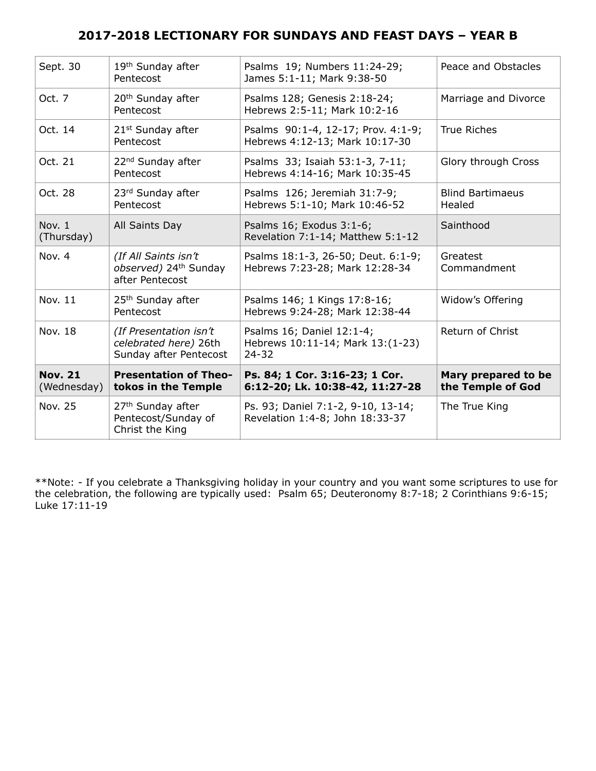## 2017-2018 LECTIONARY FOR SUNDAYS AND FEAST DAYS – YEAR B

| | | | |
|---|---|---|---|
| Sept. 30 | 19th Sunday after Pentecost | Psalms 19; Numbers 11:24-29; James 5:1-11; Mark 9:38-50 | Peace and Obstacles |
| Oct. 7 | 20th Sunday after Pentecost | Psalms 128; Genesis 2:18-24; Hebrews 2:5-11; Mark 10:2-16 | Marriage and Divorce |
| Oct. 14 | 21st Sunday after Pentecost | Psalms 90:1-4, 12-17; Prov. 4:1-9; Hebrews 4:12-13; Mark 10:17-30 | True Riches |
| Oct. 21 | 22nd Sunday after Pentecost | Psalms 33; Isaiah 53:1-3, 7-11; Hebrews 4:14-16; Mark 10:35-45 | Glory through Cross |
| Oct. 28 | 23rd Sunday after Pentecost | Psalms 126; Jeremiah 31:7-9; Hebrews 5:1-10; Mark 10:46-52 | Blind Bartimaeus Healed |
| Nov. 1 (Thursday) | All Saints Day | Psalms 16; Exodus 3:1-6; Revelation 7:1-14; Matthew 5:1-12 | Sainthood |
| Nov. 4 | *(If All Saints isn't observed)* 24th Sunday after Pentecost | Psalms 18:1-3, 26-50; Deut. 6:1-9; Hebrews 7:23-28; Mark 12:28-34 | Greatest Commandment |
| Nov. 11 | 25th Sunday after Pentecost | Psalms 146; 1 Kings 17:8-16; Hebrews 9:24-28; Mark 12:38-44 | Widow's Offering |
| Nov. 18 | *(If Presentation isn't celebrated here)* 26th Sunday after Pentecost | Psalms 16; Daniel 12:1-4; Hebrews 10:11-14; Mark 13:(1-23) 24-32 | Return of Christ |
| **Nov. 21** (Wednesday) | **Presentation of Theo-tokos in the Temple** | **Ps. 84; 1 Cor. 3:16-23; 1 Cor. 6:12-20; Lk. 10:38-42, 11:27-28** | **Mary prepared to be the Temple of God** |
| Nov. 25 | 27th Sunday after Pentecost/Sunday of Christ the King | Ps. 93; Daniel 7:1-2, 9-10, 13-14; Revelation 1:4-8; John 18:33-37 | The True King |

**Note: - If you celebrate a Thanksgiving holiday in your country and you want some scriptures to use for the celebration, the following are typically used: Psalm 65; Deuteronomy 8:7-18; 2 Corinthians 9:6-15; Luke 17:11-19